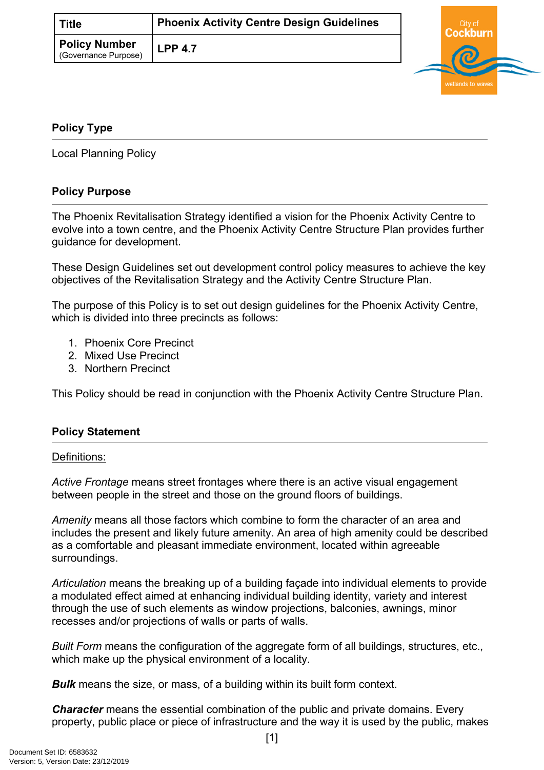| Title | Phoenix Activity Centre Design Guidelines |
| --- | --- |
| **Policy Number** (Governance Purpose) | **LPP 4.7** |

## Policy Type

Local Planning Policy

## Policy Purpose

The Phoenix Revitalisation Strategy identified a vision for the Phoenix Activity Centre to evolve into a town centre, and the Phoenix Activity Centre Structure Plan provides further guidance for development.

These Design Guidelines set out development control policy measures to achieve the key objectives of the Revitalisation Strategy and the Activity Centre Structure Plan.

The purpose of this Policy is to set out design guidelines for the Phoenix Activity Centre, which is divided into three precincts as follows:

1. Phoenix Core Precinct
2. Mixed Use Precinct
3. Northern Precinct

This Policy should be read in conjunction with the Phoenix Activity Centre Structure Plan.

## Policy Statement

Definitions:

*Active Frontage* means street frontages where there is an active visual engagement between people in the street and those on the ground floors of buildings.

*Amenity* means all those factors which combine to form the character of an area and includes the present and likely future amenity. An area of high amenity could be described as a comfortable and pleasant immediate environment, located within agreeable surroundings.

*Articulation* means the breaking up of a building façade into individual elements to provide a modulated effect aimed at enhancing individual building identity, variety and interest through the use of such elements as window projections, balconies, awnings, minor recesses and/or projections of walls or parts of walls.

*Built Form* means the configuration of the aggregate form of all buildings, structures, etc., which make up the physical environment of a locality.

***Bulk*** means the size, or mass, of a building within its built form context.

***Character*** means the essential combination of the public and private domains. Every property, public place or piece of infrastructure and the way it is used by the public, makes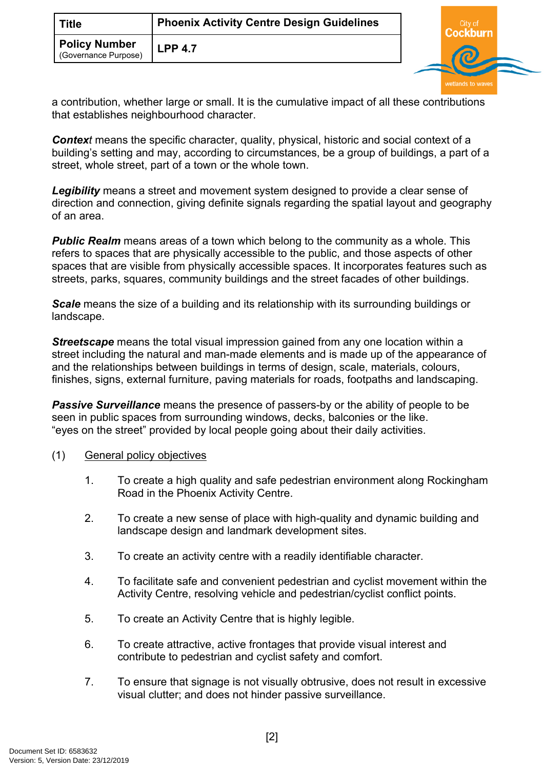a contribution, whether large or small. It is the cumulative impact of all these contributions that establishes neighbourhood character.

***Context*** means the specific character, quality, physical, historic and social context of a building's setting and may, according to circumstances, be a group of buildings, a part of a street, whole street, part of a town or the whole town.

***Legibility*** means a street and movement system designed to provide a clear sense of direction and connection, giving definite signals regarding the spatial layout and geography of an area.

***Public Realm*** means areas of a town which belong to the community as a whole. This refers to spaces that are physically accessible to the public, and those aspects of other spaces that are visible from physically accessible spaces. It incorporates features such as streets, parks, squares, community buildings and the street facades of other buildings.

***Scale*** means the size of a building and its relationship with its surrounding buildings or landscape.

***Streetscape*** means the total visual impression gained from any one location within a street including the natural and man-made elements and is made up of the appearance of and the relationships between buildings in terms of design, scale, materials, colours, finishes, signs, external furniture, paving materials for roads, footpaths and landscaping.

***Passive Surveillance*** means the presence of passers-by or the ability of people to be seen in public spaces from surrounding windows, decks, balconies or the like. "eyes on the street" provided by local people going about their daily activities.

(1) General policy objectives

1. To create a high quality and safe pedestrian environment along Rockingham Road in the Phoenix Activity Centre.

2. To create a new sense of place with high-quality and dynamic building and landscape design and landmark development sites.

3. To create an activity centre with a readily identifiable character.

4. To facilitate safe and convenient pedestrian and cyclist movement within the Activity Centre, resolving vehicle and pedestrian/cyclist conflict points.

5. To create an Activity Centre that is highly legible.

6. To create attractive, active frontages that provide visual interest and contribute to pedestrian and cyclist safety and comfort.

7. To ensure that signage is not visually obtrusive, does not result in excessive visual clutter; and does not hinder passive surveillance.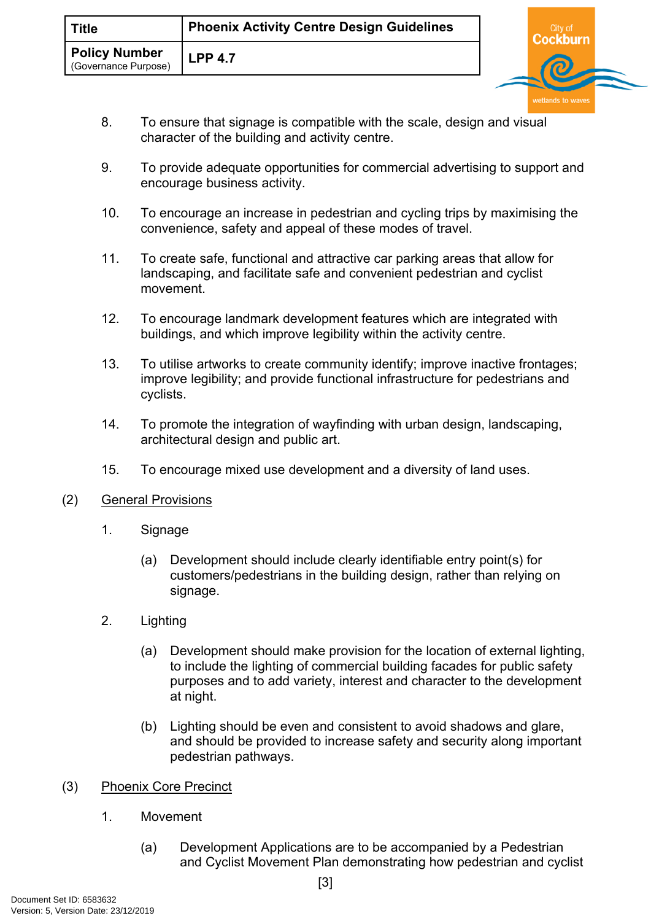8. To ensure that signage is compatible with the scale, design and visual character of the building and activity centre.

9. To provide adequate opportunities for commercial advertising to support and encourage business activity.

10. To encourage an increase in pedestrian and cycling trips by maximising the convenience, safety and appeal of these modes of travel.

11. To create safe, functional and attractive car parking areas that allow for landscaping, and facilitate safe and convenient pedestrian and cyclist movement.

12. To encourage landmark development features which are integrated with buildings, and which improve legibility within the activity centre.

13. To utilise artworks to create community identify; improve inactive frontages; improve legibility; and provide functional infrastructure for pedestrians and cyclists.

14. To promote the integration of wayfinding with urban design, landscaping, architectural design and public art.

15. To encourage mixed use development and a diversity of land uses.

(2) General Provisions

1. Signage

   (a) Development should include clearly identifiable entry point(s) for customers/pedestrians in the building design, rather than relying on signage.

2. Lighting

   (a) Development should make provision for the location of external lighting, to include the lighting of commercial building facades for public safety purposes and to add variety, interest and character to the development at night.

   (b) Lighting should be even and consistent to avoid shadows and glare, and should be provided to increase safety and security along important pedestrian pathways.

(3) Phoenix Core Precinct

1. Movement

   (a) Development Applications are to be accompanied by a Pedestrian and Cyclist Movement Plan demonstrating how pedestrian and cyclist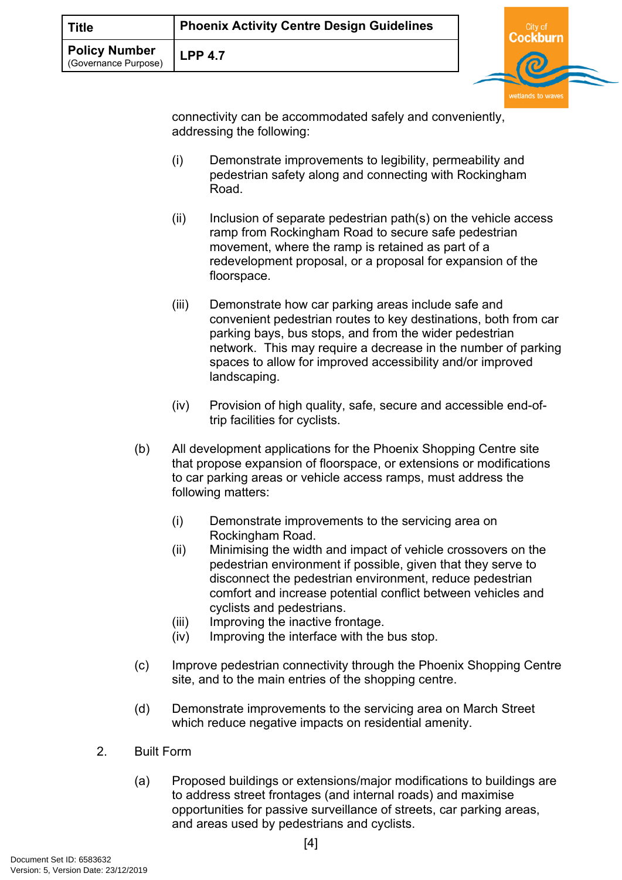connectivity can be accommodated safely and conveniently, addressing the following:

(i) Demonstrate improvements to legibility, permeability and pedestrian safety along and connecting with Rockingham Road.

(ii) Inclusion of separate pedestrian path(s) on the vehicle access ramp from Rockingham Road to secure safe pedestrian movement, where the ramp is retained as part of a redevelopment proposal, or a proposal for expansion of the floorspace.

(iii) Demonstrate how car parking areas include safe and convenient pedestrian routes to key destinations, both from car parking bays, bus stops, and from the wider pedestrian network. This may require a decrease in the number of parking spaces to allow for improved accessibility and/or improved landscaping.

(iv) Provision of high quality, safe, secure and accessible end-of-trip facilities for cyclists.

(b) All development applications for the Phoenix Shopping Centre site that propose expansion of floorspace, or extensions or modifications to car parking areas or vehicle access ramps, must address the following matters:

(i) Demonstrate improvements to the servicing area on Rockingham Road.
(ii) Minimising the width and impact of vehicle crossovers on the pedestrian environment if possible, given that they serve to disconnect the pedestrian environment, reduce pedestrian comfort and increase potential conflict between vehicles and cyclists and pedestrians.
(iii) Improving the inactive frontage.
(iv) Improving the interface with the bus stop.

(c) Improve pedestrian connectivity through the Phoenix Shopping Centre site, and to the main entries of the shopping centre.

(d) Demonstrate improvements to the servicing area on March Street which reduce negative impacts on residential amenity.

2. Built Form

(a) Proposed buildings or extensions/major modifications to buildings are to address street frontages (and internal roads) and maximise opportunities for passive surveillance of streets, car parking areas, and areas used by pedestrians and cyclists.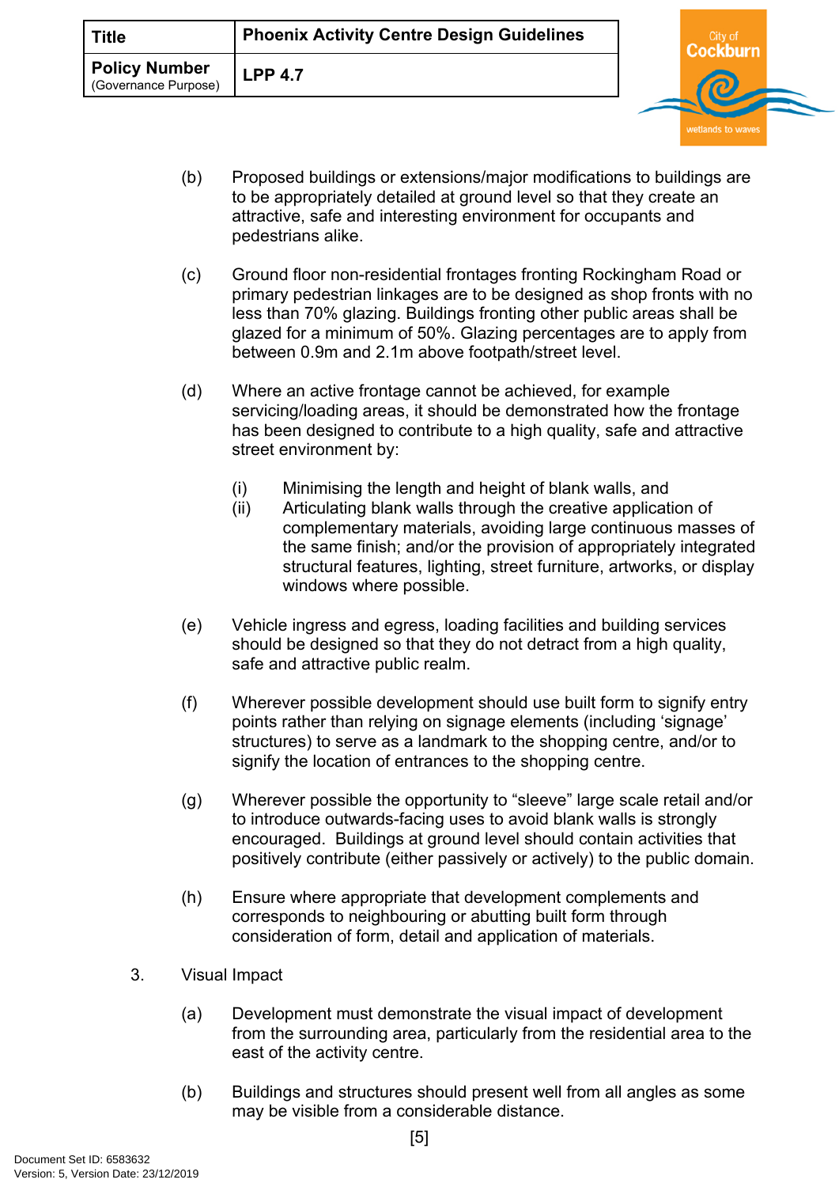(b) Proposed buildings or extensions/major modifications to buildings are to be appropriately detailed at ground level so that they create an attractive, safe and interesting environment for occupants and pedestrians alike.

(c) Ground floor non-residential frontages fronting Rockingham Road or primary pedestrian linkages are to be designed as shop fronts with no less than 70% glazing. Buildings fronting other public areas shall be glazed for a minimum of 50%. Glazing percentages are to apply from between 0.9m and 2.1m above footpath/street level.

(d) Where an active frontage cannot be achieved, for example servicing/loading areas, it should be demonstrated how the frontage has been designed to contribute to a high quality, safe and attractive street environment by:

   (i) Minimising the length and height of blank walls, and
   (ii) Articulating blank walls through the creative application of complementary materials, avoiding large continuous masses of the same finish; and/or the provision of appropriately integrated structural features, lighting, street furniture, artworks, or display windows where possible.

(e) Vehicle ingress and egress, loading facilities and building services should be designed so that they do not detract from a high quality, safe and attractive public realm.

(f) Wherever possible development should use built form to signify entry points rather than relying on signage elements (including 'signage' structures) to serve as a landmark to the shopping centre, and/or to signify the location of entrances to the shopping centre.

(g) Wherever possible the opportunity to "sleeve" large scale retail and/or to introduce outwards-facing uses to avoid blank walls is strongly encouraged. Buildings at ground level should contain activities that positively contribute (either passively or actively) to the public domain.

(h) Ensure where appropriate that development complements and corresponds to neighbouring or abutting built form through consideration of form, detail and application of materials.

3. Visual Impact

(a) Development must demonstrate the visual impact of development from the surrounding area, particularly from the residential area to the east of the activity centre.

(b) Buildings and structures should present well from all angles as some may be visible from a considerable distance.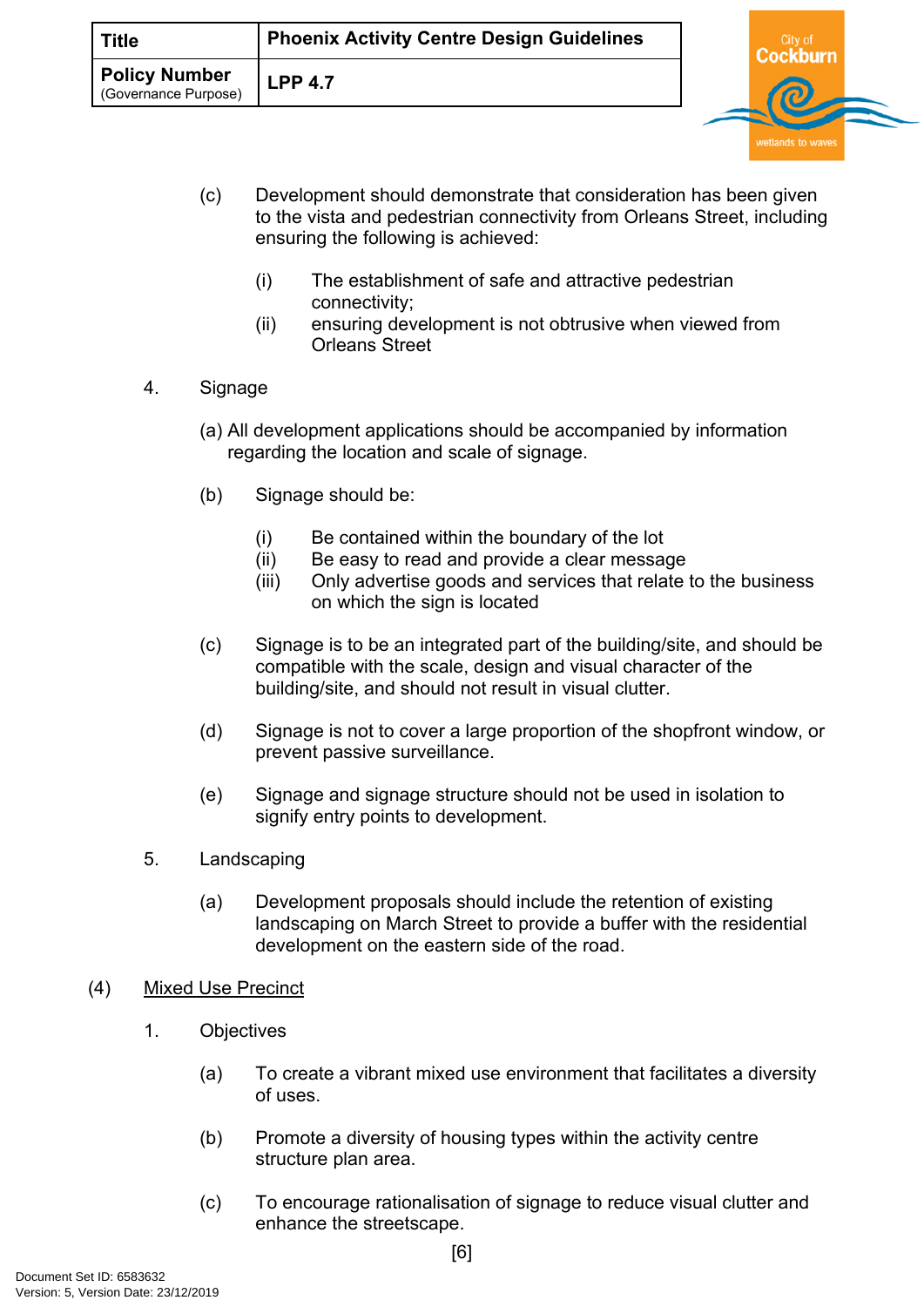(c) Development should demonstrate that consideration has been given to the vista and pedestrian connectivity from Orleans Street, including ensuring the following is achieved:

(i) The establishment of safe and attractive pedestrian connectivity;
(ii) ensuring development is not obtrusive when viewed from Orleans Street

4. Signage

(a) All development applications should be accompanied by information regarding the location and scale of signage.

(b) Signage should be:

(i) Be contained within the boundary of the lot
(ii) Be easy to read and provide a clear message
(iii) Only advertise goods and services that relate to the business on which the sign is located

(c) Signage is to be an integrated part of the building/site, and should be compatible with the scale, design and visual character of the building/site, and should not result in visual clutter.

(d) Signage is not to cover a large proportion of the shopfront window, or prevent passive surveillance.

(e) Signage and signage structure should not be used in isolation to signify entry points to development.

5. Landscaping

(a) Development proposals should include the retention of existing landscaping on March Street to provide a buffer with the residential development on the eastern side of the road.

(4) Mixed Use Precinct

1. Objectives

(a) To create a vibrant mixed use environment that facilitates a diversity of uses.

(b) Promote a diversity of housing types within the activity centre structure plan area.

(c) To encourage rationalisation of signage to reduce visual clutter and enhance the streetscape.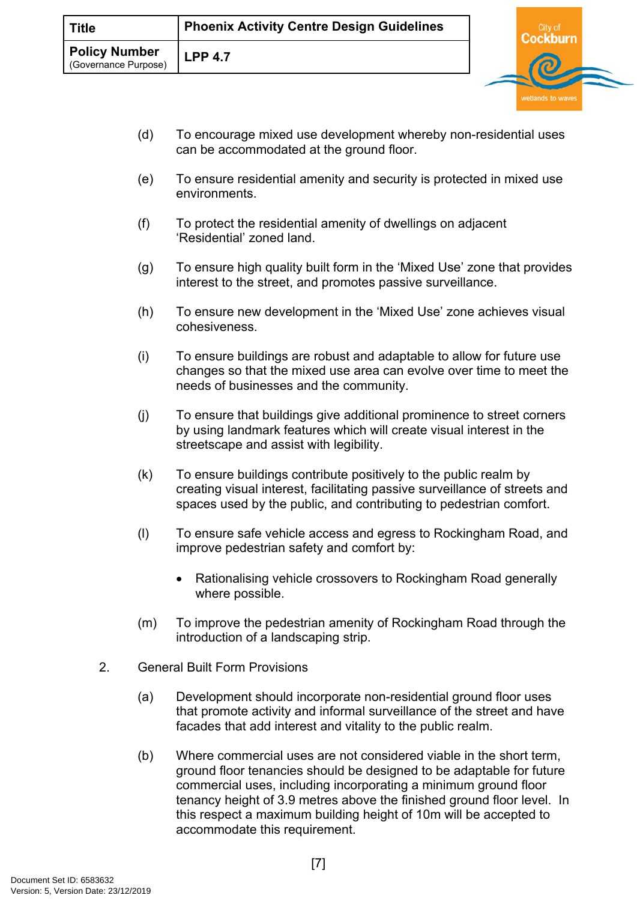(d) To encourage mixed use development whereby non-residential uses can be accommodated at the ground floor.

(e) To ensure residential amenity and security is protected in mixed use environments.

(f) To protect the residential amenity of dwellings on adjacent 'Residential' zoned land.

(g) To ensure high quality built form in the 'Mixed Use' zone that provides interest to the street, and promotes passive surveillance.

(h) To ensure new development in the 'Mixed Use' zone achieves visual cohesiveness.

(i) To ensure buildings are robust and adaptable to allow for future use changes so that the mixed use area can evolve over time to meet the needs of businesses and the community.

(j) To ensure that buildings give additional prominence to street corners by using landmark features which will create visual interest in the streetscape and assist with legibility.

(k) To ensure buildings contribute positively to the public realm by creating visual interest, facilitating passive surveillance of streets and spaces used by the public, and contributing to pedestrian comfort.

(l) To ensure safe vehicle access and egress to Rockingham Road, and improve pedestrian safety and comfort by:

- Rationalising vehicle crossovers to Rockingham Road generally where possible.

(m) To improve the pedestrian amenity of Rockingham Road through the introduction of a landscaping strip.

2. General Built Form Provisions

(a) Development should incorporate non-residential ground floor uses that promote activity and informal surveillance of the street and have facades that add interest and vitality to the public realm.

(b) Where commercial uses are not considered viable in the short term, ground floor tenancies should be designed to be adaptable for future commercial uses, including incorporating a minimum ground floor tenancy height of 3.9 metres above the finished ground floor level. In this respect a maximum building height of 10m will be accepted to accommodate this requirement.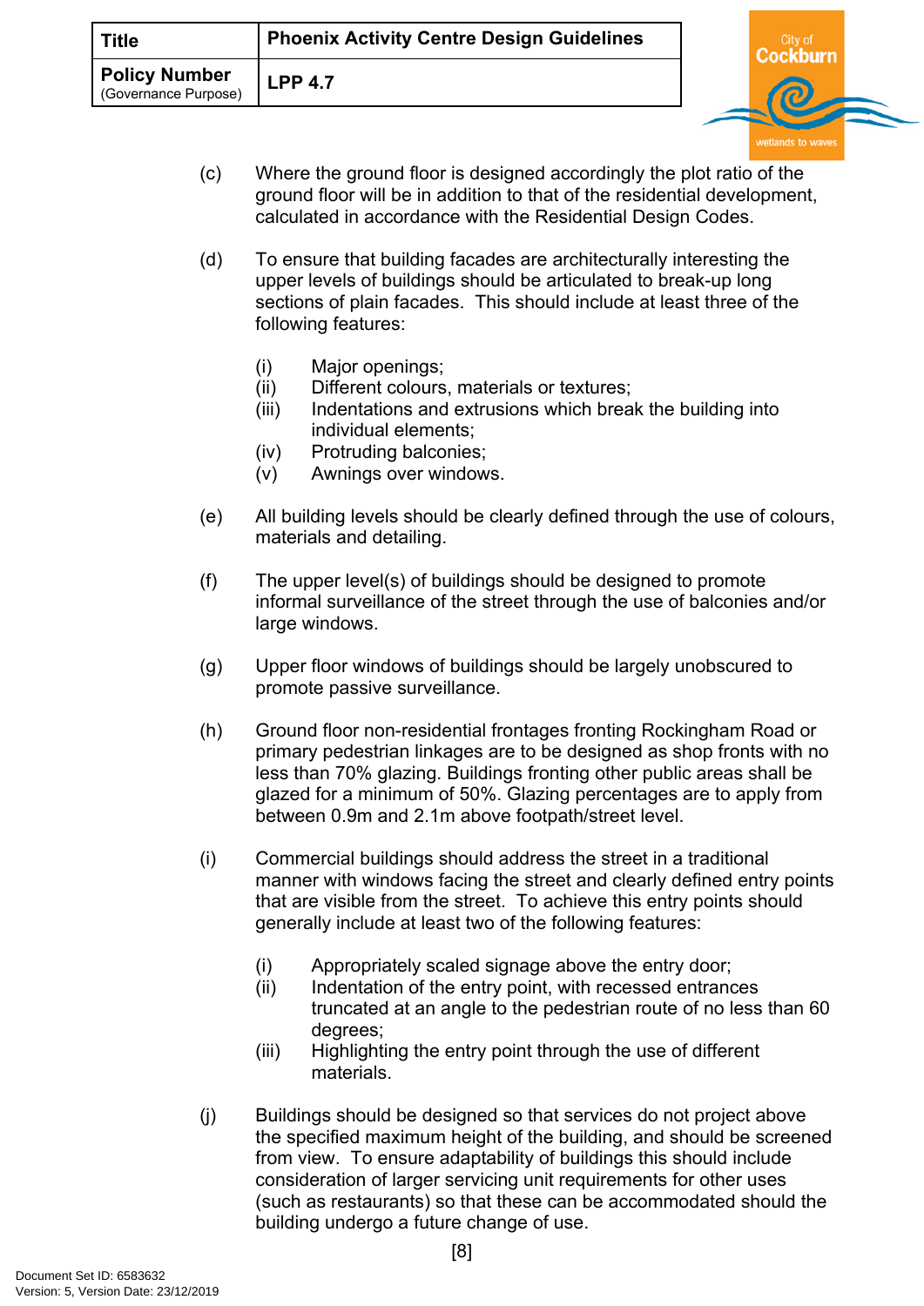(c) Where the ground floor is designed accordingly the plot ratio of the ground floor will be in addition to that of the residential development, calculated in accordance with the Residential Design Codes.

(d) To ensure that building facades are architecturally interesting the upper levels of buildings should be articulated to break-up long sections of plain facades. This should include at least three of the following features:

   (i) Major openings;
   (ii) Different colours, materials or textures;
   (iii) Indentations and extrusions which break the building into individual elements;
   (iv) Protruding balconies;
   (v) Awnings over windows.

(e) All building levels should be clearly defined through the use of colours, materials and detailing.

(f) The upper level(s) of buildings should be designed to promote informal surveillance of the street through the use of balconies and/or large windows.

(g) Upper floor windows of buildings should be largely unobscured to promote passive surveillance.

(h) Ground floor non-residential frontages fronting Rockingham Road or primary pedestrian linkages are to be designed as shop fronts with no less than 70% glazing. Buildings fronting other public areas shall be glazed for a minimum of 50%. Glazing percentages are to apply from between 0.9m and 2.1m above footpath/street level.

(i) Commercial buildings should address the street in a traditional manner with windows facing the street and clearly defined entry points that are visible from the street. To achieve this entry points should generally include at least two of the following features:

   (i) Appropriately scaled signage above the entry door;
   (ii) Indentation of the entry point, with recessed entrances truncated at an angle to the pedestrian route of no less than 60 degrees;
   (iii) Highlighting the entry point through the use of different materials.

(j) Buildings should be designed so that services do not project above the specified maximum height of the building, and should be screened from view. To ensure adaptability of buildings this should include consideration of larger servicing unit requirements for other uses (such as restaurants) so that these can be accommodated should the building undergo a future change of use.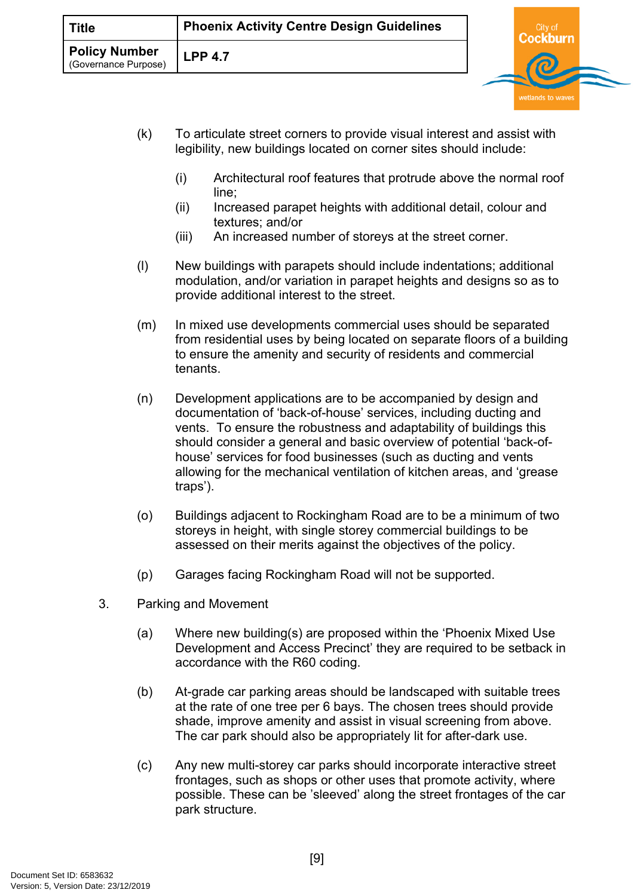(k) To articulate street corners to provide visual interest and assist with legibility, new buildings located on corner sites should include:

   (i) Architectural roof features that protrude above the normal roof line;
   (ii) Increased parapet heights with additional detail, colour and textures; and/or
   (iii) An increased number of storeys at the street corner.

(l) New buildings with parapets should include indentations; additional modulation, and/or variation in parapet heights and designs so as to provide additional interest to the street.

(m) In mixed use developments commercial uses should be separated from residential uses by being located on separate floors of a building to ensure the amenity and security of residents and commercial tenants.

(n) Development applications are to be accompanied by design and documentation of 'back-of-house' services, including ducting and vents. To ensure the robustness and adaptability of buildings this should consider a general and basic overview of potential 'back-of-house' services for food businesses (such as ducting and vents allowing for the mechanical ventilation of kitchen areas, and 'grease traps').

(o) Buildings adjacent to Rockingham Road are to be a minimum of two storeys in height, with single storey commercial buildings to be assessed on their merits against the objectives of the policy.

(p) Garages facing Rockingham Road will not be supported.

3. Parking and Movement

(a) Where new building(s) are proposed within the 'Phoenix Mixed Use Development and Access Precinct' they are required to be setback in accordance with the R60 coding.

(b) At-grade car parking areas should be landscaped with suitable trees at the rate of one tree per 6 bays. The chosen trees should provide shade, improve amenity and assist in visual screening from above. The car park should also be appropriately lit for after-dark use.

(c) Any new multi-storey car parks should incorporate interactive street frontages, such as shops or other uses that promote activity, where possible. These can be 'sleeved' along the street frontages of the car park structure.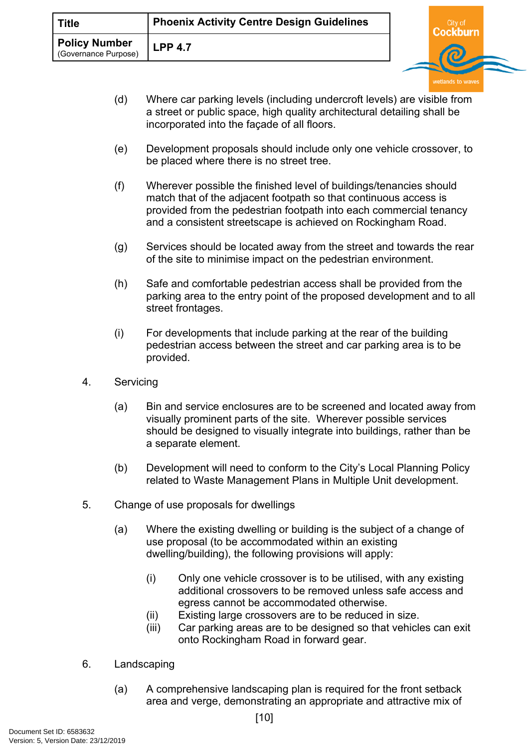(d) Where car parking levels (including undercroft levels) are visible from a street or public space, high quality architectural detailing shall be incorporated into the façade of all floors.

(e) Development proposals should include only one vehicle crossover, to be placed where there is no street tree.

(f) Wherever possible the finished level of buildings/tenancies should match that of the adjacent footpath so that continuous access is provided from the pedestrian footpath into each commercial tenancy and a consistent streetscape is achieved on Rockingham Road.

(g) Services should be located away from the street and towards the rear of the site to minimise impact on the pedestrian environment.

(h) Safe and comfortable pedestrian access shall be provided from the parking area to the entry point of the proposed development and to all street frontages.

(i) For developments that include parking at the rear of the building pedestrian access between the street and car parking area is to be provided.

4. Servicing

(a) Bin and service enclosures are to be screened and located away from visually prominent parts of the site. Wherever possible services should be designed to visually integrate into buildings, rather than be a separate element.

(b) Development will need to conform to the City's Local Planning Policy related to Waste Management Plans in Multiple Unit development.

5. Change of use proposals for dwellings

(a) Where the existing dwelling or building is the subject of a change of use proposal (to be accommodated within an existing dwelling/building), the following provisions will apply:

(i) Only one vehicle crossover is to be utilised, with any existing additional crossovers to be removed unless safe access and egress cannot be accommodated otherwise.
(ii) Existing large crossovers are to be reduced in size.
(iii) Car parking areas are to be designed so that vehicles can exit onto Rockingham Road in forward gear.

6. Landscaping

(a) A comprehensive landscaping plan is required for the front setback area and verge, demonstrating an appropriate and attractive mix of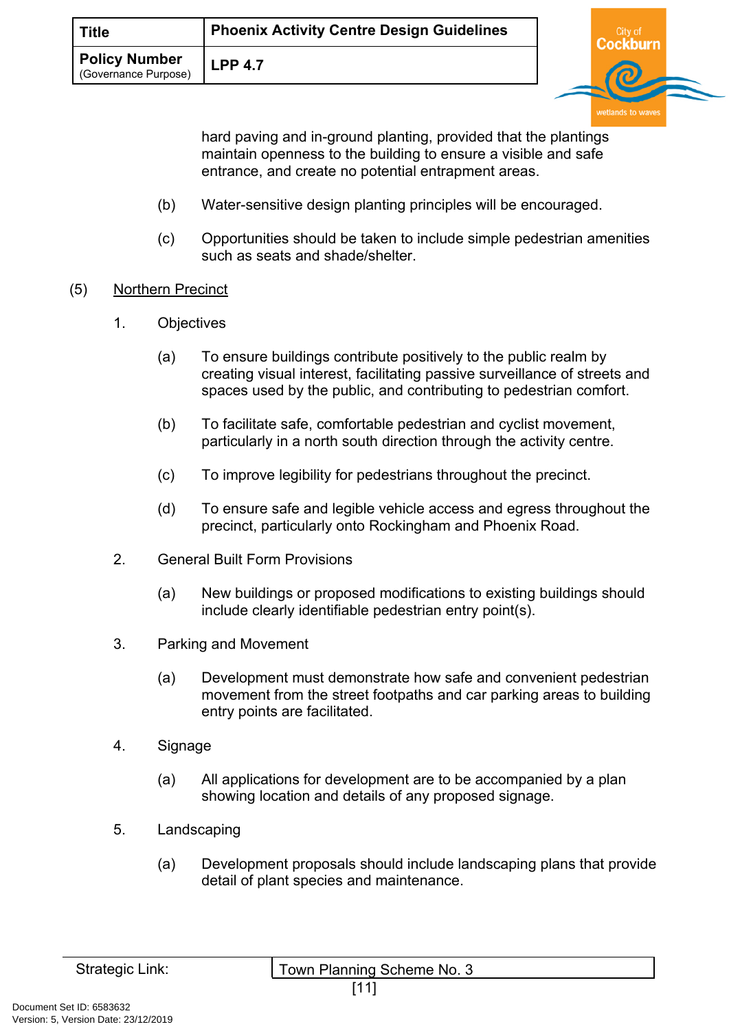hard paving and in-ground planting, provided that the plantings maintain openness to the building to ensure a visible and safe entrance, and create no potential entrapment areas.

(b) Water-sensitive design planting principles will be encouraged.

(c) Opportunities should be taken to include simple pedestrian amenities such as seats and shade/shelter.

(5) <u>Northern Precinct</u>

1. Objectives

(a) To ensure buildings contribute positively to the public realm by creating visual interest, facilitating passive surveillance of streets and spaces used by the public, and contributing to pedestrian comfort.

(b) To facilitate safe, comfortable pedestrian and cyclist movement, particularly in a north south direction through the activity centre.

(c) To improve legibility for pedestrians throughout the precinct.

(d) To ensure safe and legible vehicle access and egress throughout the precinct, particularly onto Rockingham and Phoenix Road.

2. General Built Form Provisions

(a) New buildings or proposed modifications to existing buildings should include clearly identifiable pedestrian entry point(s).

3. Parking and Movement

(a) Development must demonstrate how safe and convenient pedestrian movement from the street footpaths and car parking areas to building entry points are facilitated.

4. Signage

(a) All applications for development are to be accompanied by a plan showing location and details of any proposed signage.

5. Landscaping

(a) Development proposals should include landscaping plans that provide detail of plant species and maintenance.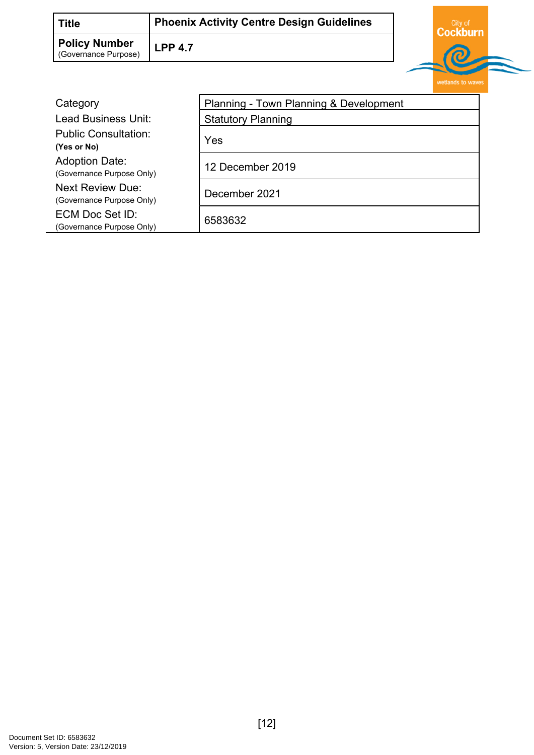| | |
|---|---|
| **Title** | **Phoenix Activity Centre Design Guidelines** |
| **Policy Number** (Governance Purpose) | **LPP 4.7** |

| | |
|---|---|
| Category | Planning - Town Planning & Development |
| Lead Business Unit: | Statutory Planning |
| Public Consultation: **(Yes or No)** | Yes |
| Adoption Date: (Governance Purpose Only) | 12 December 2019 |
| Next Review Due: (Governance Purpose Only) | December 2021 |
| ECM Doc Set ID: (Governance Purpose Only) | 6583632 |